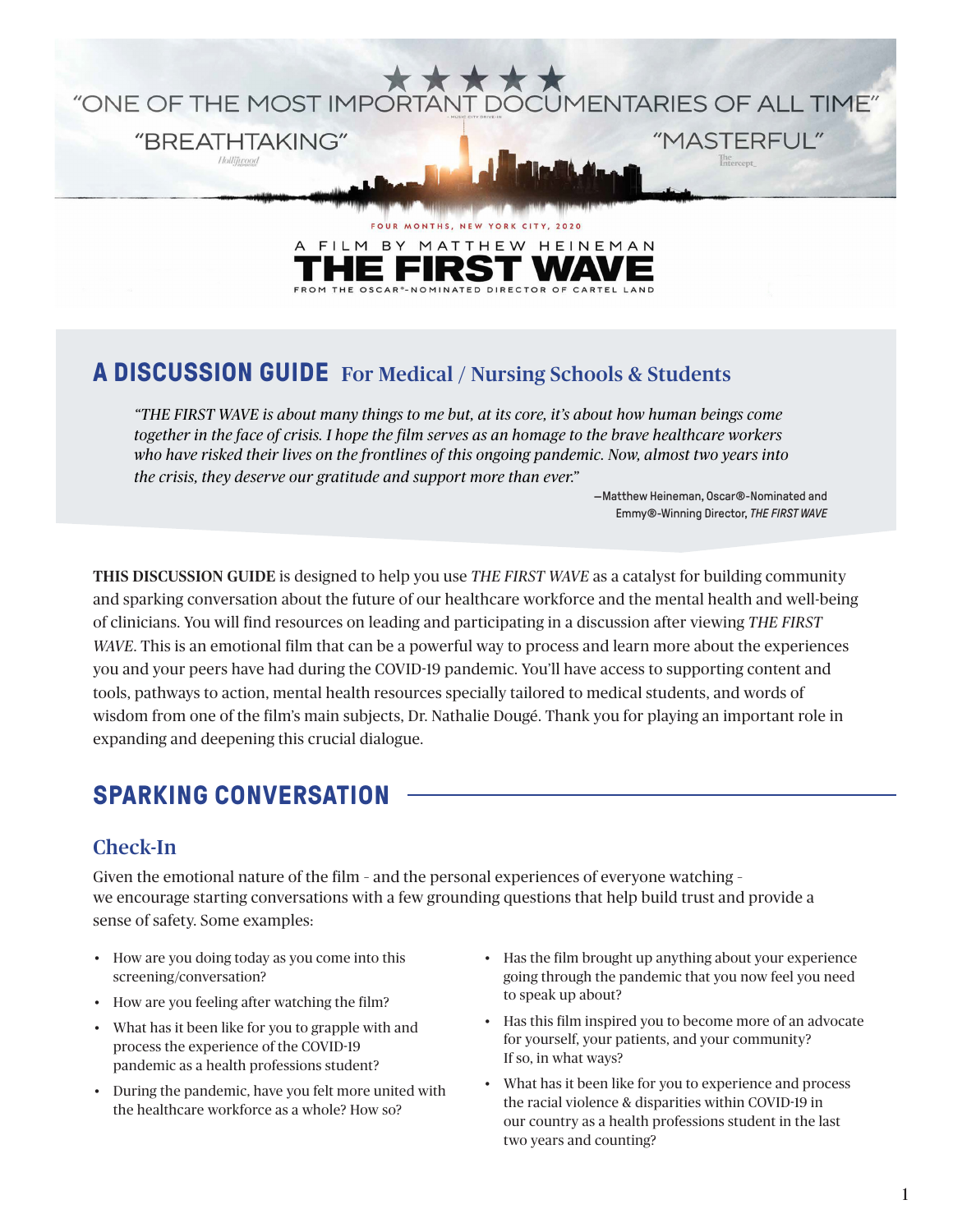★★★★★

"ONE OF THE MOST IMPORTANT DOCUMENTARIES OF ALL TIME"
– MUSIC CITY DRIVE-IN

"BREATHTAKING"
– Hollywood Reporter

"MASTERFUL"
– The Intercept

FOUR MONTHS, NEW YORK CITY, 2020

A FILM BY MATTHEW HEINEMAN

# THE FIRST WAVE

FROM THE OSCAR®-NOMINATED DIRECTOR OF CARTEL LAND

## A DISCUSSION GUIDE For Medical / Nursing Schools & Students

*"THE FIRST WAVE is about many things to me but, at its core, it's about how human beings come together in the face of crisis. I hope the film serves as an homage to the brave healthcare workers who have risked their lives on the frontlines of this ongoing pandemic. Now, almost two years into the crisis, they deserve our gratitude and support more than ever."*

—Matthew Heineman, Oscar®-Nominated and Emmy®-Winning Director, *THE FIRST WAVE*

**THIS DISCUSSION GUIDE** is designed to help you use *THE FIRST WAVE* as a catalyst for building community and sparking conversation about the future of our healthcare workforce and the mental health and well-being of clinicians. You will find resources on leading and participating in a discussion after viewing *THE FIRST WAVE*. This is an emotional film that can be a powerful way to process and learn more about the experiences you and your peers have had during the COVID-19 pandemic. You'll have access to supporting content and tools, pathways to action, mental health resources specially tailored to medical students, and words of wisdom from one of the film's main subjects, Dr. Nathalie Dougé. Thank you for playing an important role in expanding and deepening this crucial dialogue.

## SPARKING CONVERSATION

### Check-In

Given the emotional nature of the film - and the personal experiences of everyone watching - we encourage starting conversations with a few grounding questions that help build trust and provide a sense of safety. Some examples:

- How are you doing today as you come into this screening/conversation?
- How are you feeling after watching the film?
- What has it been like for you to grapple with and process the experience of the COVID-19 pandemic as a health professions student?
- During the pandemic, have you felt more united with the healthcare workforce as a whole? How so?
- Has the film brought up anything about your experience going through the pandemic that you now feel you need to speak up about?
- Has this film inspired you to become more of an advocate for yourself, your patients, and your community? If so, in what ways?
- What has it been like for you to experience and process the racial violence & disparities within COVID-19 in our country as a health professions student in the last two years and counting?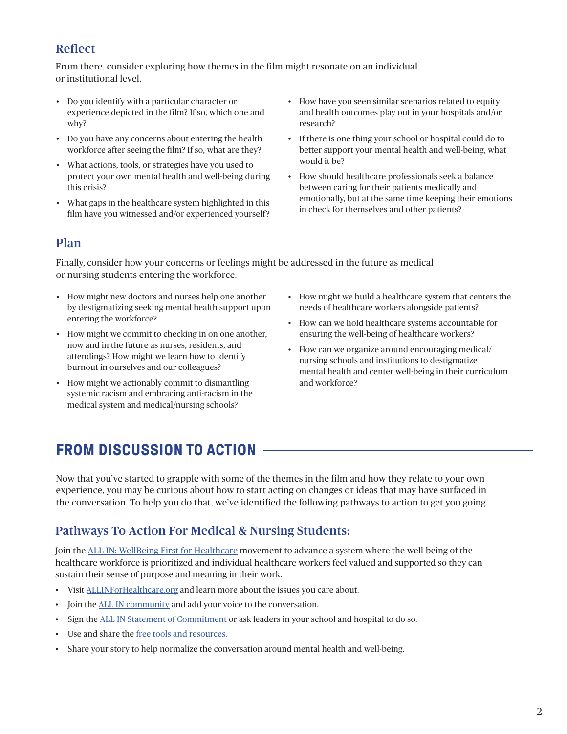## Reflect

From there, consider exploring how themes in the film might resonate on an individual or institutional level.

- Do you identify with a particular character or experience depicted in the film? If so, which one and why?
- Do you have any concerns about entering the health workforce after seeing the film? If so, what are they?
- What actions, tools, or strategies have you used to protect your own mental health and well-being during this crisis?
- What gaps in the healthcare system highlighted in this film have you witnessed and/or experienced yourself?
- How have you seen similar scenarios related to equity and health outcomes play out in your hospitals and/or research?
- If there is one thing your school or hospital could do to better support your mental health and well-being, what would it be?
- How should healthcare professionals seek a balance between caring for their patients medically and emotionally, but at the same time keeping their emotions in check for themselves and other patients?

## Plan

Finally, consider how your concerns or feelings might be addressed in the future as medical or nursing students entering the workforce.

- How might new doctors and nurses help one another by destigmatizing seeking mental health support upon entering the workforce?
- How might we commit to checking in on one another, now and in the future as nurses, residents, and attendings? How might we learn how to identify burnout in ourselves and our colleagues?
- How might we actionably commit to dismantling systemic racism and embracing anti-racism in the medical system and medical/nursing schools?
- How might we build a healthcare system that centers the needs of healthcare workers alongside patients?
- How can we hold healthcare systems accountable for ensuring the well-being of healthcare workers?
- How can we organize around encouraging medical/nursing schools and institutions to destigmatize mental health and center well-being in their curriculum and workforce?

# FROM DISCUSSION TO ACTION

Now that you've started to grapple with some of the themes in the film and how they relate to your own experience, you may be curious about how to start acting on changes or ideas that may have surfaced in the conversation. To help you do that, we've identified the following pathways to action to get you going.

## Pathways To Action For Medical & Nursing Students:

Join the ALL IN: WellBeing First for Healthcare movement to advance a system where the well-being of the healthcare workforce is prioritized and individual healthcare workers feel valued and supported so they can sustain their sense of purpose and meaning in their work.

- Visit ALLINForHealthcare.org and learn more about the issues you care about.
- Join the ALL IN community and add your voice to the conversation.
- Sign the ALL IN Statement of Commitment or ask leaders in your school and hospital to do so.
- Use and share the free tools and resources.
- Share your story to help normalize the conversation around mental health and well-being.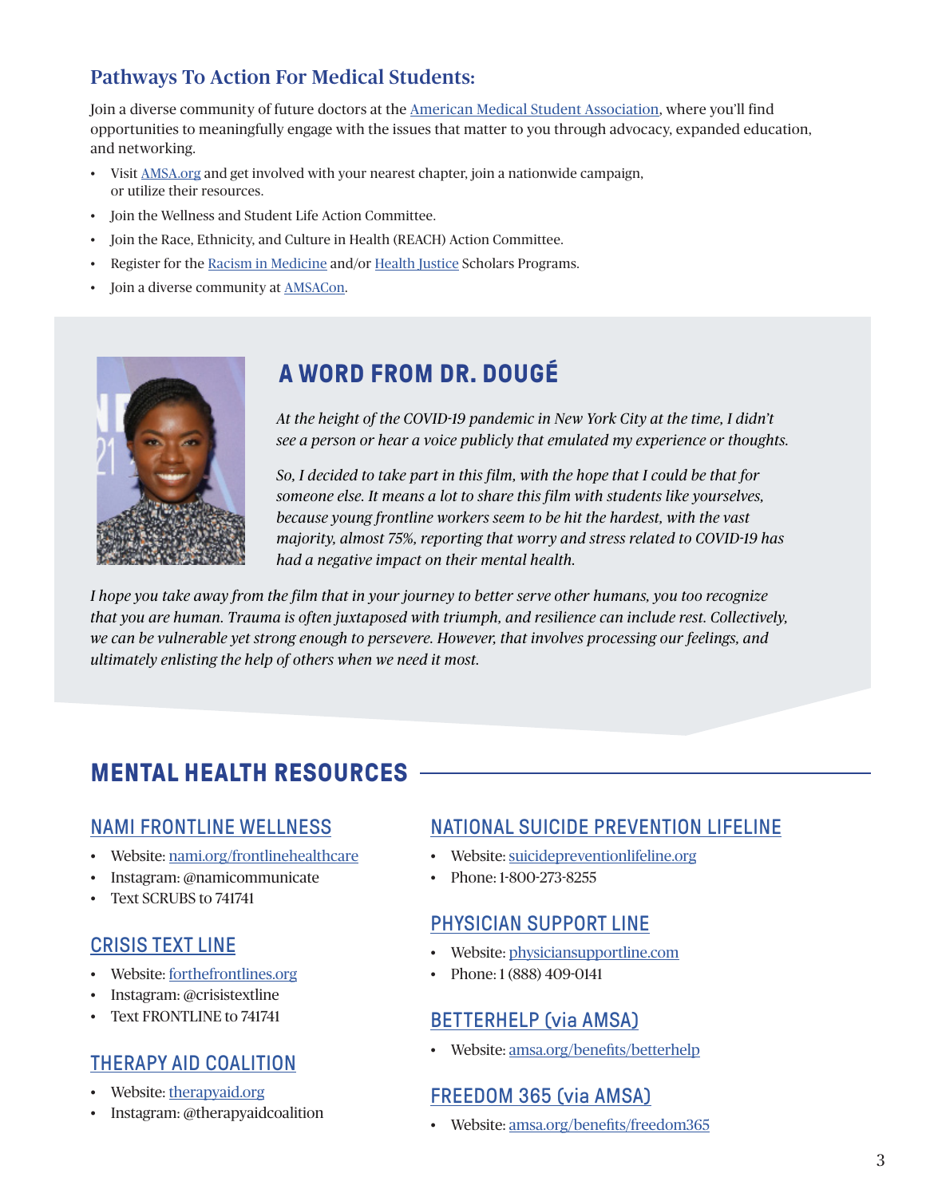## Pathways To Action For Medical Students:

Join a diverse community of future doctors at the American Medical Student Association, where you'll find opportunities to meaningfully engage with the issues that matter to you through advocacy, expanded education, and networking.

- Visit AMSA.org and get involved with your nearest chapter, join a nationwide campaign, or utilize their resources.
- Join the Wellness and Student Life Action Committee.
- Join the Race, Ethnicity, and Culture in Health (REACH) Action Committee.
- Register for the Racism in Medicine and/or Health Justice Scholars Programs.
- Join a diverse community at AMSACon.

## A WORD FROM DR. DOUGÉ

*At the height of the COVID-19 pandemic in New York City at the time, I didn't see a person or hear a voice publicly that emulated my experience or thoughts.*

*So, I decided to take part in this film, with the hope that I could be that for someone else. It means a lot to share this film with students like yourselves, because young frontline workers seem to be hit the hardest, with the vast majority, almost 75%, reporting that worry and stress related to COVID-19 has had a negative impact on their mental health.*

*I hope you take away from the film that in your journey to better serve other humans, you too recognize that you are human. Trauma is often juxtaposed with triumph, and resilience can include rest. Collectively, we can be vulnerable yet strong enough to persevere. However, that involves processing our feelings, and ultimately enlisting the help of others when we need it most.*

## MENTAL HEALTH RESOURCES

### NAMI FRONTLINE WELLNESS

- Website: nami.org/frontlinehealthcare
- Instagram: @namicommunicate
- Text SCRUBS to 741741

### CRISIS TEXT LINE

- Website: forthefrontlines.org
- Instagram: @crisistextline
- Text FRONTLINE to 741741

### THERAPY AID COALITION

- Website: therapyaid.org
- Instagram: @therapyaidcoalition

### NATIONAL SUICIDE PREVENTION LIFELINE

- Website: suicidepreventionlifeline.org
- Phone: 1-800-273-8255

### PHYSICIAN SUPPORT LINE

- Website: physiciansupportline.com
- Phone: 1 (888) 409-0141

### BETTERHELP (via AMSA)

- Website: amsa.org/benefits/betterhelp

### FREEDOM 365 (via AMSA)

- Website: amsa.org/benefits/freedom365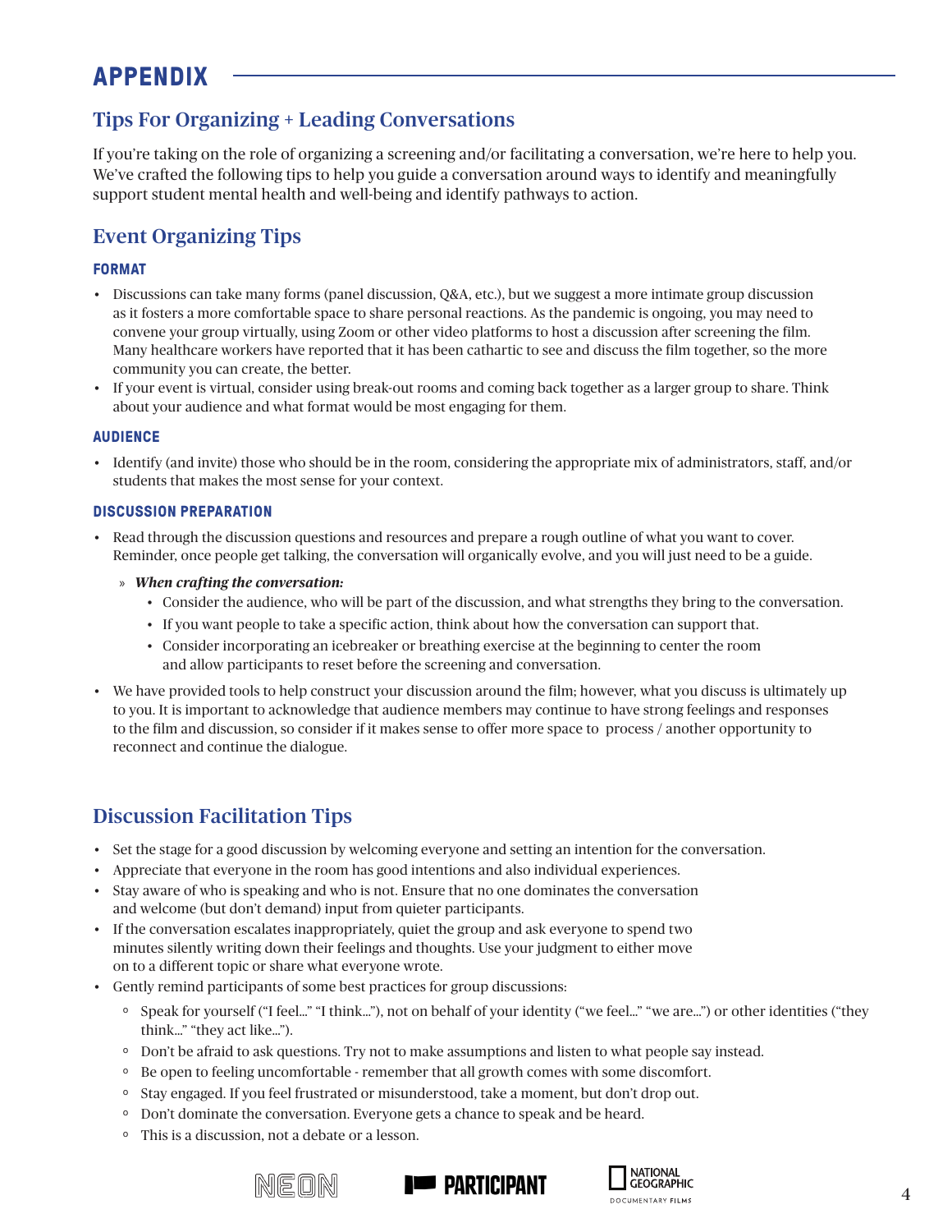# APPENDIX

## Tips For Organizing + Leading Conversations

If you're taking on the role of organizing a screening and/or facilitating a conversation, we're here to help you. We've crafted the following tips to help you guide a conversation around ways to identify and meaningfully support student mental health and well-being and identify pathways to action.

## Event Organizing Tips

### FORMAT

- Discussions can take many forms (panel discussion, Q&A, etc.), but we suggest a more intimate group discussion as it fosters a more comfortable space to share personal reactions. As the pandemic is ongoing, you may need to convene your group virtually, using Zoom or other video platforms to host a discussion after screening the film. Many healthcare workers have reported that it has been cathartic to see and discuss the film together, so the more community you can create, the better.
- If your event is virtual, consider using break-out rooms and coming back together as a larger group to share. Think about your audience and what format would be most engaging for them.

### AUDIENCE

- Identify (and invite) those who should be in the room, considering the appropriate mix of administrators, staff, and/or students that makes the most sense for your context.

### DISCUSSION PREPARATION

- Read through the discussion questions and resources and prepare a rough outline of what you want to cover. Reminder, once people get talking, the conversation will organically evolve, and you will just need to be a guide.
  - ***When crafting the conversation:***
    - Consider the audience, who will be part of the discussion, and what strengths they bring to the conversation.
    - If you want people to take a specific action, think about how the conversation can support that.
    - Consider incorporating an icebreaker or breathing exercise at the beginning to center the room and allow participants to reset before the screening and conversation.
- We have provided tools to help construct your discussion around the film; however, what you discuss is ultimately up to you. It is important to acknowledge that audience members may continue to have strong feelings and responses to the film and discussion, so consider if it makes sense to offer more space to process / another opportunity to reconnect and continue the dialogue.

## Discussion Facilitation Tips

- Set the stage for a good discussion by welcoming everyone and setting an intention for the conversation.
- Appreciate that everyone in the room has good intentions and also individual experiences.
- Stay aware of who is speaking and who is not. Ensure that no one dominates the conversation and welcome (but don't demand) input from quieter participants.
- If the conversation escalates inappropriately, quiet the group and ask everyone to spend two minutes silently writing down their feelings and thoughts. Use your judgment to either move on to a different topic or share what everyone wrote.
- Gently remind participants of some best practices for group discussions:
  - Speak for yourself ("I feel..." "I think..."), not on behalf of your identity ("we feel..." "we are...") or other identities ("they think..." "they act like...").
  - Don't be afraid to ask questions. Try not to make assumptions and listen to what people say instead.
  - Be open to feeling uncomfortable - remember that all growth comes with some discomfort.
  - Stay engaged. If you feel frustrated or misunderstood, take a moment, but don't drop out.
  - Don't dominate the conversation. Everyone gets a chance to speak and be heard.
  - This is a discussion, not a debate or a lesson.

NEON PARTICIPANT NATIONAL GEOGRAPHIC DOCUMENTARY FILMS